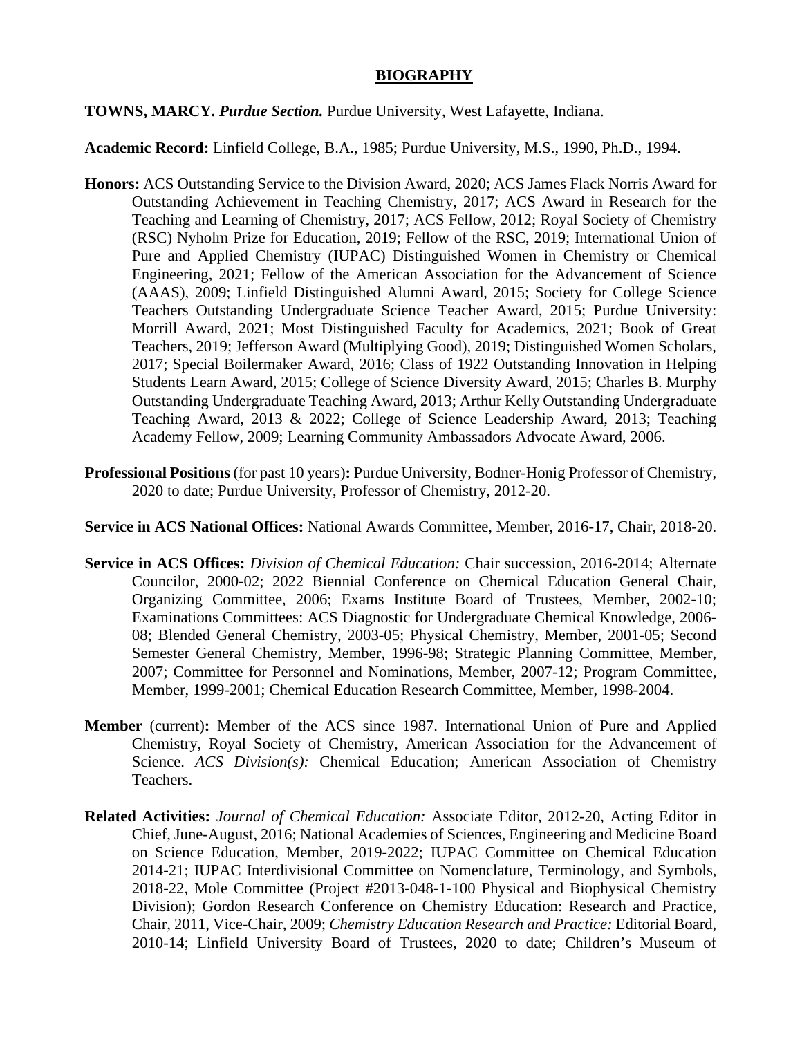# BIOGRAPHY

**TOWNS, MARCY.** ***Purdue Section.*** Purdue University, West Lafayette, Indiana.

**Academic Record:** Linfield College, B.A., 1985; Purdue University, M.S., 1990, Ph.D., 1994.

**Honors:** ACS Outstanding Service to the Division Award, 2020; ACS James Flack Norris Award for Outstanding Achievement in Teaching Chemistry, 2017; ACS Award in Research for the Teaching and Learning of Chemistry, 2017; ACS Fellow, 2012; Royal Society of Chemistry (RSC) Nyholm Prize for Education, 2019; Fellow of the RSC, 2019; International Union of Pure and Applied Chemistry (IUPAC) Distinguished Women in Chemistry or Chemical Engineering, 2021; Fellow of the American Association for the Advancement of Science (AAAS), 2009; Linfield Distinguished Alumni Award, 2015; Society for College Science Teachers Outstanding Undergraduate Science Teacher Award, 2015; Purdue University: Morrill Award, 2021; Most Distinguished Faculty for Academics, 2021; Book of Great Teachers, 2019; Jefferson Award (Multiplying Good), 2019; Distinguished Women Scholars, 2017; Special Boilermaker Award, 2016; Class of 1922 Outstanding Innovation in Helping Students Learn Award, 2015; College of Science Diversity Award, 2015; Charles B. Murphy Outstanding Undergraduate Teaching Award, 2013; Arthur Kelly Outstanding Undergraduate Teaching Award, 2013 & 2022; College of Science Leadership Award, 2013; Teaching Academy Fellow, 2009; Learning Community Ambassadors Advocate Award, 2006.

**Professional Positions** (for past 10 years)**:** Purdue University, Bodner-Honig Professor of Chemistry, 2020 to date; Purdue University, Professor of Chemistry, 2012-20.

**Service in ACS National Offices:** National Awards Committee, Member, 2016-17, Chair, 2018-20.

**Service in ACS Offices:** *Division of Chemical Education:* Chair succession, 2016-2014; Alternate Councilor, 2000-02; 2022 Biennial Conference on Chemical Education General Chair, Organizing Committee, 2006; Exams Institute Board of Trustees, Member, 2002-10; Examinations Committees: ACS Diagnostic for Undergraduate Chemical Knowledge, 2006-08; Blended General Chemistry, 2003-05; Physical Chemistry, Member, 2001-05; Second Semester General Chemistry, Member, 1996-98; Strategic Planning Committee, Member, 2007; Committee for Personnel and Nominations, Member, 2007-12; Program Committee, Member, 1999-2001; Chemical Education Research Committee, Member, 1998-2004.

**Member** (current)**:** Member of the ACS since 1987. International Union of Pure and Applied Chemistry, Royal Society of Chemistry, American Association for the Advancement of Science. *ACS Division(s):* Chemical Education; American Association of Chemistry Teachers.

**Related Activities:** *Journal of Chemical Education:* Associate Editor, 2012-20, Acting Editor in Chief, June-August, 2016; National Academies of Sciences, Engineering and Medicine Board on Science Education, Member, 2019-2022; IUPAC Committee on Chemical Education 2014-21; IUPAC Interdivisional Committee on Nomenclature, Terminology, and Symbols, 2018-22, Mole Committee (Project #2013-048-1-100 Physical and Biophysical Chemistry Division); Gordon Research Conference on Chemistry Education: Research and Practice, Chair, 2011, Vice-Chair, 2009; *Chemistry Education Research and Practice:* Editorial Board, 2010-14; Linfield University Board of Trustees, 2020 to date; Children's Museum of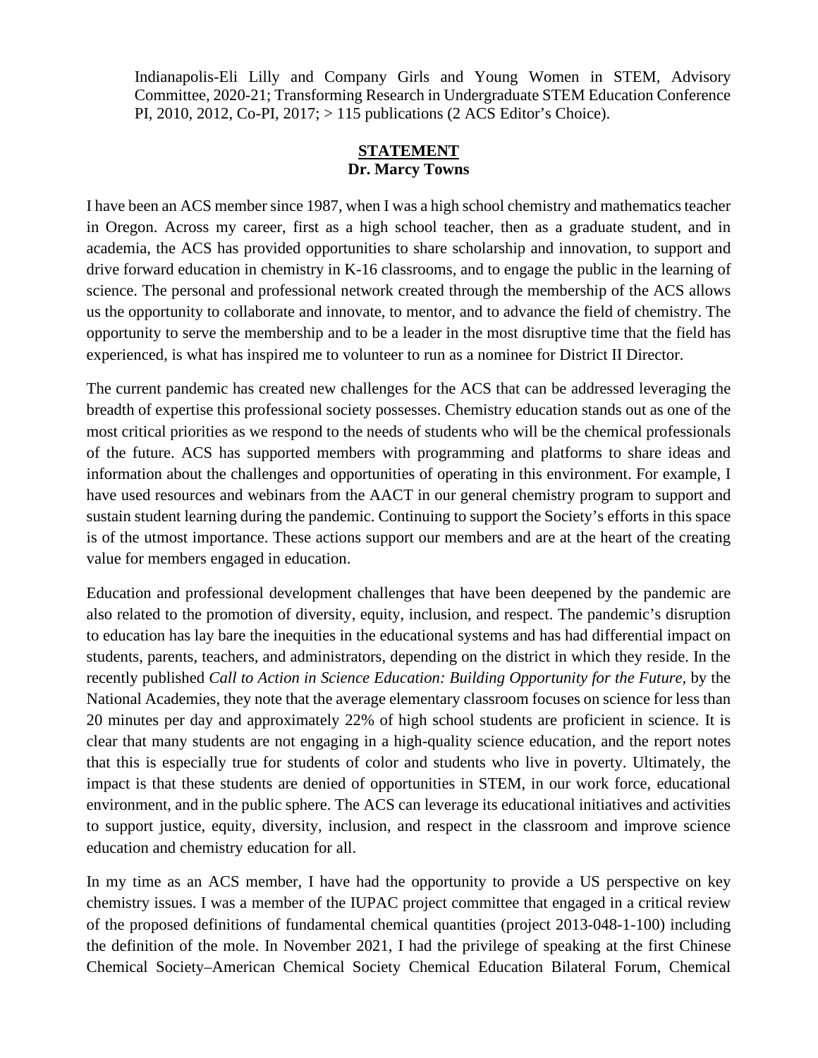Indianapolis-Eli Lilly and Company Girls and Young Women in STEM, Advisory Committee, 2020-21; Transforming Research in Undergraduate STEM Education Conference PI, 2010, 2012, Co-PI, 2017; > 115 publications (2 ACS Editor's Choice).

**STATEMENT**
**Dr. Marcy Towns**

I have been an ACS member since 1987, when I was a high school chemistry and mathematics teacher in Oregon. Across my career, first as a high school teacher, then as a graduate student, and in academia, the ACS has provided opportunities to share scholarship and innovation, to support and drive forward education in chemistry in K-16 classrooms, and to engage the public in the learning of science. The personal and professional network created through the membership of the ACS allows us the opportunity to collaborate and innovate, to mentor, and to advance the field of chemistry. The opportunity to serve the membership and to be a leader in the most disruptive time that the field has experienced, is what has inspired me to volunteer to run as a nominee for District II Director.

The current pandemic has created new challenges for the ACS that can be addressed leveraging the breadth of expertise this professional society possesses. Chemistry education stands out as one of the most critical priorities as we respond to the needs of students who will be the chemical professionals of the future. ACS has supported members with programming and platforms to share ideas and information about the challenges and opportunities of operating in this environment. For example, I have used resources and webinars from the AACT in our general chemistry program to support and sustain student learning during the pandemic. Continuing to support the Society's efforts in this space is of the utmost importance. These actions support our members and are at the heart of the creating value for members engaged in education.

Education and professional development challenges that have been deepened by the pandemic are also related to the promotion of diversity, equity, inclusion, and respect. The pandemic's disruption to education has lay bare the inequities in the educational systems and has had differential impact on students, parents, teachers, and administrators, depending on the district in which they reside. In the recently published *Call to Action in Science Education: Building Opportunity for the Future*, by the National Academies, they note that the average elementary classroom focuses on science for less than 20 minutes per day and approximately 22% of high school students are proficient in science. It is clear that many students are not engaging in a high-quality science education, and the report notes that this is especially true for students of color and students who live in poverty. Ultimately, the impact is that these students are denied of opportunities in STEM, in our work force, educational environment, and in the public sphere. The ACS can leverage its educational initiatives and activities to support justice, equity, diversity, inclusion, and respect in the classroom and improve science education and chemistry education for all.

In my time as an ACS member, I have had the opportunity to provide a US perspective on key chemistry issues. I was a member of the IUPAC project committee that engaged in a critical review of the proposed definitions of fundamental chemical quantities (project 2013-048-1-100) including the definition of the mole. In November 2021, I had the privilege of speaking at the first Chinese Chemical Society–American Chemical Society Chemical Education Bilateral Forum, Chemical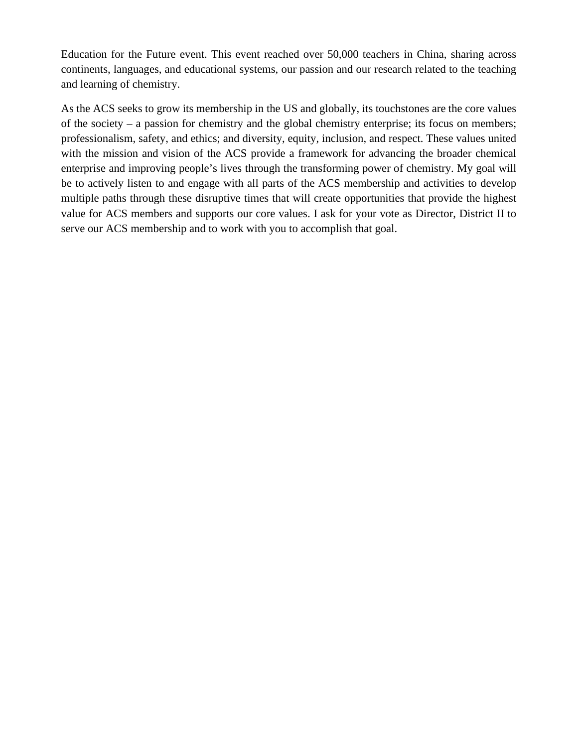Education for the Future event. This event reached over 50,000 teachers in China, sharing across continents, languages, and educational systems, our passion and our research related to the teaching and learning of chemistry.

As the ACS seeks to grow its membership in the US and globally, its touchstones are the core values of the society – a passion for chemistry and the global chemistry enterprise; its focus on members; professionalism, safety, and ethics; and diversity, equity, inclusion, and respect. These values united with the mission and vision of the ACS provide a framework for advancing the broader chemical enterprise and improving people's lives through the transforming power of chemistry. My goal will be to actively listen to and engage with all parts of the ACS membership and activities to develop multiple paths through these disruptive times that will create opportunities that provide the highest value for ACS members and supports our core values. I ask for your vote as Director, District II to serve our ACS membership and to work with you to accomplish that goal.